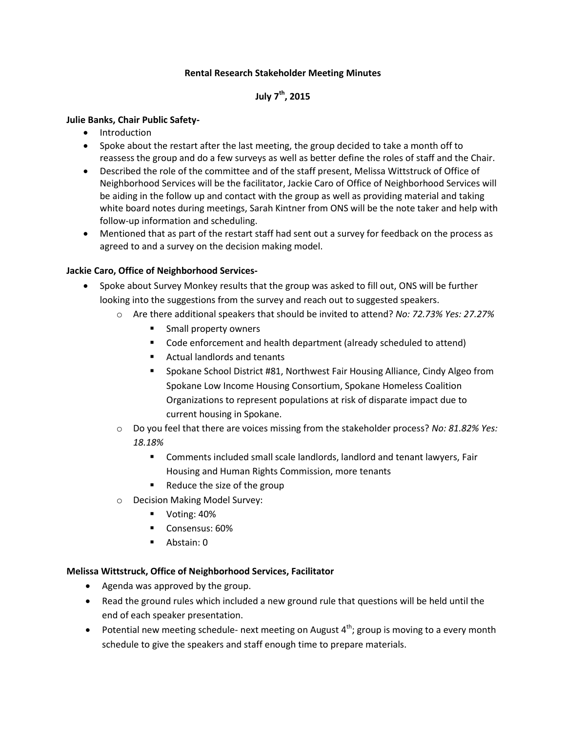# Rental Research Stakeholder Meeting Minutes

## July 7th, 2015

**Julie Banks, Chair Public Safety-**

- Introduction
- Spoke about the restart after the last meeting, the group decided to take a month off to reassess the group and do a few surveys as well as better define the roles of staff and the Chair.
- Described the role of the committee and of the staff present, Melissa Wittstruck of Office of Neighborhood Services will be the facilitator, Jackie Caro of Office of Neighborhood Services will be aiding in the follow up and contact with the group as well as providing material and taking white board notes during meetings, Sarah Kintner from ONS will be the note taker and help with follow-up information and scheduling.
- Mentioned that as part of the restart staff had sent out a survey for feedback on the process as agreed to and a survey on the decision making model.

**Jackie Caro, Office of Neighborhood Services-**

- Spoke about Survey Monkey results that the group was asked to fill out, ONS will be further looking into the suggestions from the survey and reach out to suggested speakers.
  - Are there additional speakers that should be invited to attend? *No: 72.73% Yes: 27.27%*
    - Small property owners
    - Code enforcement and health department (already scheduled to attend)
    - Actual landlords and tenants
    - Spokane School District #81, Northwest Fair Housing Alliance, Cindy Algeo from Spokane Low Income Housing Consortium, Spokane Homeless Coalition Organizations to represent populations at risk of disparate impact due to current housing in Spokane.
  - Do you feel that there are voices missing from the stakeholder process? *No: 81.82% Yes: 18.18%*
    - Comments included small scale landlords, landlord and tenant lawyers, Fair Housing and Human Rights Commission, more tenants
    - Reduce the size of the group
  - Decision Making Model Survey:
    - Voting: 40%
    - Consensus: 60%
    - Abstain: 0

**Melissa Wittstruck, Office of Neighborhood Services, Facilitator**

- Agenda was approved by the group.
- Read the ground rules which included a new ground rule that questions will be held until the end of each speaker presentation.
- Potential new meeting schedule- next meeting on August 4th; group is moving to a every month schedule to give the speakers and staff enough time to prepare materials.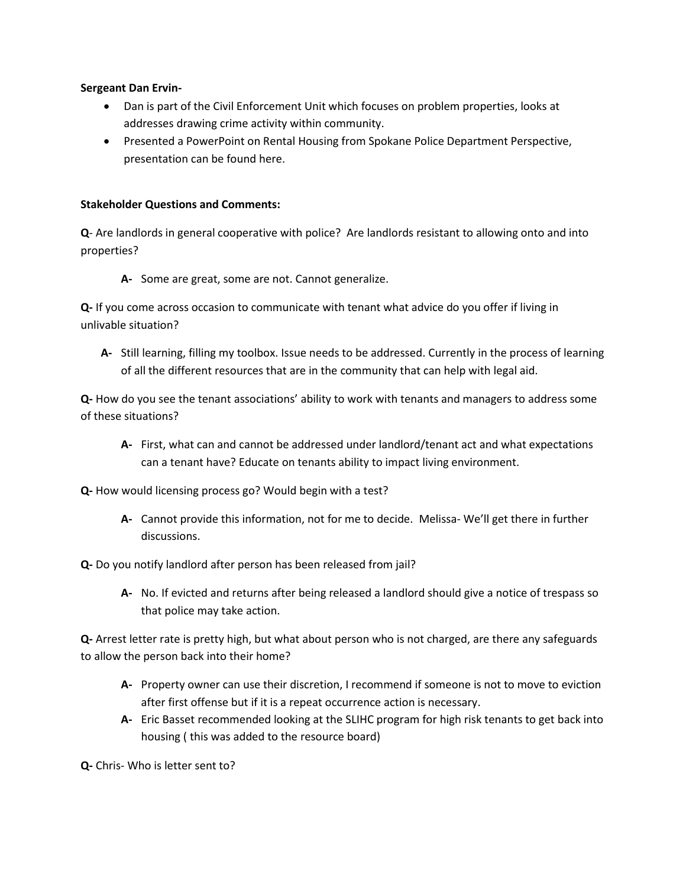**Sergeant Dan Ervin-**

- Dan is part of the Civil Enforcement Unit which focuses on problem properties, looks at addresses drawing crime activity within community.
- Presented a PowerPoint on Rental Housing from Spokane Police Department Perspective, presentation can be found here.

**Stakeholder Questions and Comments:**

**Q**- Are landlords in general cooperative with police? Are landlords resistant to allowing onto and into properties?

> **A-** Some are great, some are not. Cannot generalize.

**Q-** If you come across occasion to communicate with tenant what advice do you offer if living in unlivable situation?

> **A-** Still learning, filling my toolbox. Issue needs to be addressed. Currently in the process of learning of all the different resources that are in the community that can help with legal aid.

**Q-** How do you see the tenant associations' ability to work with tenants and managers to address some of these situations?

> **A-** First, what can and cannot be addressed under landlord/tenant act and what expectations can a tenant have? Educate on tenants ability to impact living environment.

**Q-** How would licensing process go? Would begin with a test?

> **A-** Cannot provide this information, not for me to decide. Melissa- We'll get there in further discussions.

**Q-** Do you notify landlord after person has been released from jail?

> **A-** No. If evicted and returns after being released a landlord should give a notice of trespass so that police may take action.

**Q-** Arrest letter rate is pretty high, but what about person who is not charged, are there any safeguards to allow the person back into their home?

> **A-** Property owner can use their discretion, I recommend if someone is not to move to eviction after first offense but if it is a repeat occurrence action is necessary.
>
> **A-** Eric Basset recommended looking at the SLIHC program for high risk tenants to get back into housing ( this was added to the resource board)

**Q-** Chris- Who is letter sent to?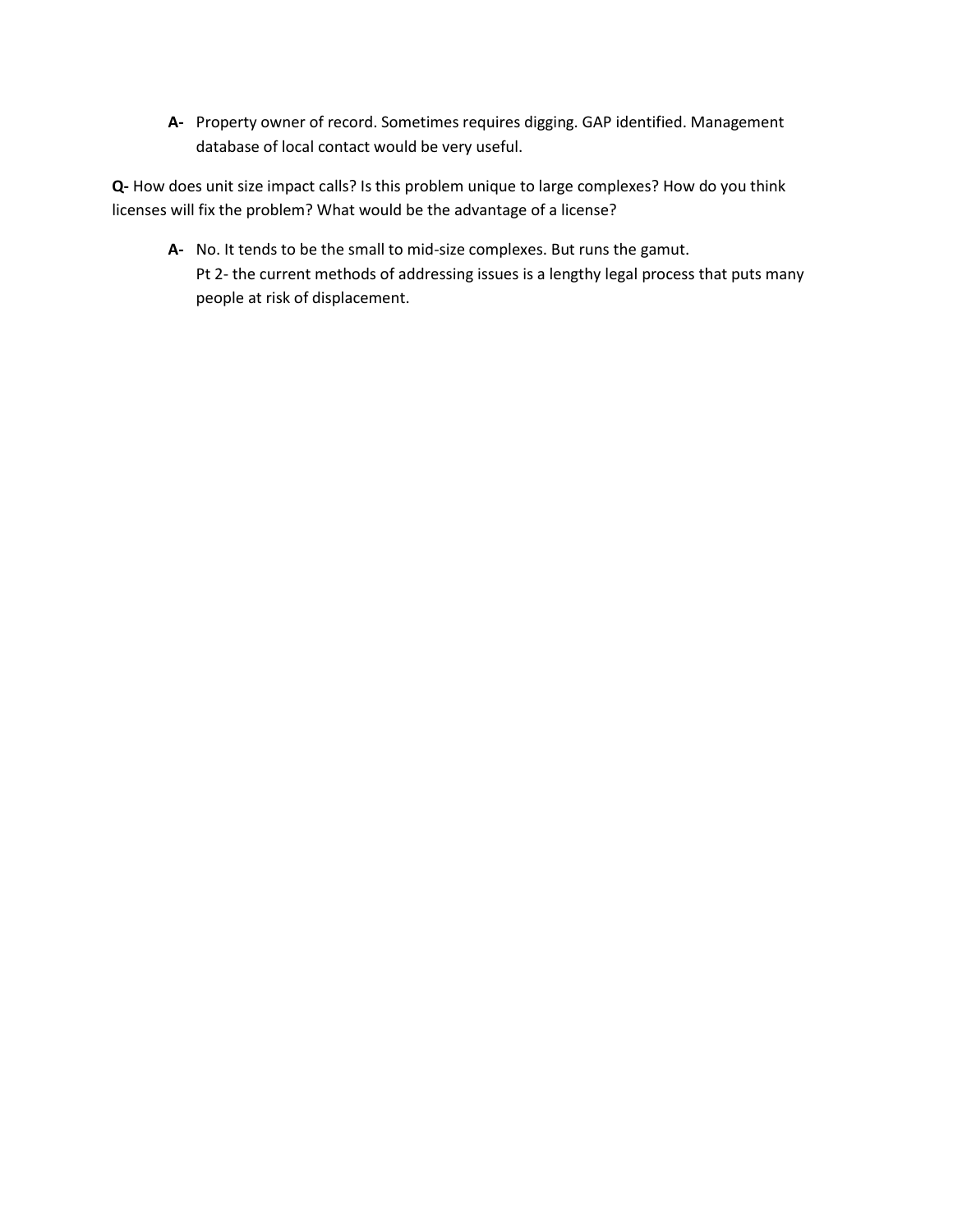**A-** Property owner of record. Sometimes requires digging. GAP identified. Management database of local contact would be very useful.

**Q-** How does unit size impact calls? Is this problem unique to large complexes? How do you think licenses will fix the problem? What would be the advantage of a license?

**A-** No. It tends to be the small to mid-size complexes. But runs the gamut.
Pt 2- the current methods of addressing issues is a lengthy legal process that puts many people at risk of displacement.